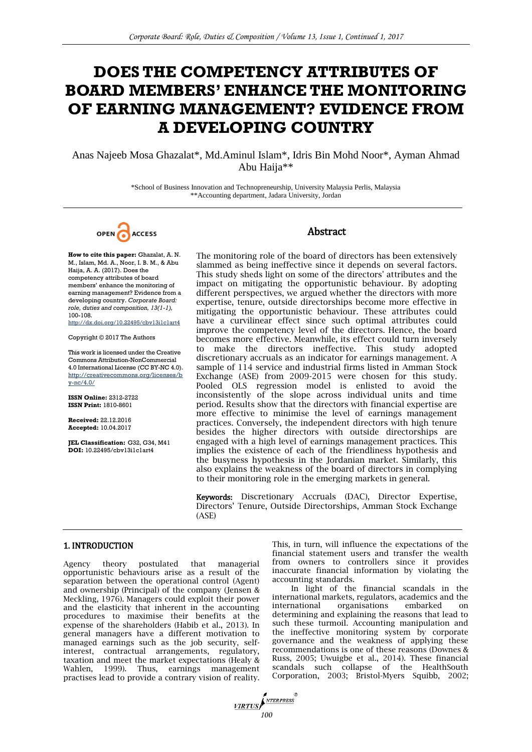# DOES THE COMPETENCY ATTRIBUTES OF BOARD MEMBERS' ENHANCE THE MONITORING OF EARNING MANAGEMENT? EVIDENCE FROM A DEVELOPING COUNTRY

Anas Najeeb Mosa Ghazalat*, Md.Aminul Islam*, Idris Bin Mohd Noor*, Ayman Ahmad Abu Haija**

*School of Business Innovation and Technopreneurship, University Malaysia Perlis, Malaysia
**Accounting department, Jadara University, Jordan

OPEN ACCESS

**How to cite this paper:** Ghazalat, A. N. M., Islam, Md. A., Noor, I. B. M., & Abu Haija, A. A. (2017). Does the competency attributes of board members' enhance the monitoring of earning management? Evidence from a developing country. *Corporate Board: role, duties and composition, 13(1-1),* 100-108.
http://dx.doi.org/10.22495/cbv13i1c1art4

Copyright © 2017 The Authors

This work is licensed under the Creative Commons Attribution-NonCommercial 4.0 International License (CC BY-NC 4.0).
http://creativecommons.org/licenses/by-nc/4.0/

**ISSN Online:** 2312-2722
**ISSN Print:** 1810-8601

**Received:** 22.12.2016
**Accepted:** 10.04.2017

**JEL Classification:** G32, G34, M41
**DOI:** 10.22495/cbv13i1c1art4

## Abstract

The monitoring role of the board of directors has been extensively slammed as being ineffective since it depends on several factors. This study sheds light on some of the directors' attributes and the impact on mitigating the opportunistic behaviour. By adopting different perspectives, we argued whether the directors with more expertise, tenure, outside directorships become more effective in mitigating the opportunistic behaviour. These attributes could have a curvilinear effect since such optimal attributes could improve the competency level of the directors. Hence, the board becomes more effective. Meanwhile, its effect could turn inversely to make the directors ineffective. This study adopted discretionary accruals as an indicator for earnings management. A sample of 114 service and industrial firms listed in Amman Stock Exchange (ASE) from 2009-2015 were chosen for this study. Pooled OLS regression model is enlisted to avoid the inconsistently of the slope across individual units and time period. Results show that the directors with financial expertise are more effective to minimise the level of earnings management practices. Conversely, the independent directors with high tenure besides the higher directors with outside directorships are engaged with a high level of earnings management practices. This implies the existence of each of the friendliness hypothesis and the busyness hypothesis in the Jordanian market. Similarly, this also explains the weakness of the board of directors in complying to their monitoring role in the emerging markets in general.

**Keywords:** Discretionary Accruals (DAC), Director Expertise, Directors' Tenure, Outside Directorships, Amman Stock Exchange (ASE)

## 1. INTRODUCTION

Agency theory postulated that managerial opportunistic behaviours arise as a result of the separation between the operational control (Agent) and ownership (Principal) of the company (Jensen & Meckling, 1976). Managers could exploit their power and the elasticity that inherent in the accounting procedures to maximise their benefits at the expense of the shareholders (Habib et al., 2013). In general managers have a different motivation to managed earnings such as the job security, self-interest, contractual arrangements, regulatory, taxation and meet the market expectations (Healy & Wahlen, 1999). Thus, earnings management practises lead to provide a contrary vision of reality. This, in turn, will influence the expectations of the financial statement users and transfer the wealth from owners to controllers since it provides inaccurate financial information by violating the accounting standards.

In light of the financial scandals in the international markets, regulators, academics and the international organisations embarked on determining and explaining the reasons that lead to such these turmoil. Accounting manipulation and the ineffective monitoring system by corporate governance and the weakness of applying these recommendations is one of these reasons (Downes & Russ, 2005; Uwuigbe et al., 2014). These financial scandals such collapse of the HealthSouth Corporation, 2003; Bristol-Myers Squibb, 2002;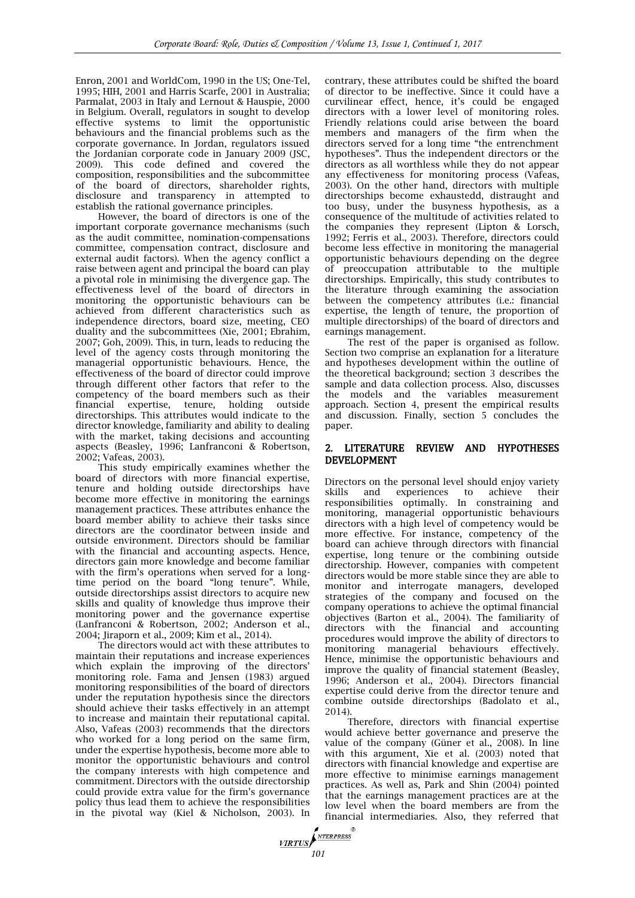Enron, 2001 and WorldCom, 1990 in the US; One-Tel, 1995; HIH, 2001 and Harris Scarfe, 2001 in Australia; Parmalat, 2003 in Italy and Lernout & Hauspie, 2000 in Belgium. Overall, regulators in sought to develop effective systems to limit the opportunistic behaviours and the financial problems such as the corporate governance. In Jordan, regulators issued the Jordanian corporate code in January 2009 (JSC, 2009). This code defined and covered the composition, responsibilities and the subcommittee of the board of directors, shareholder rights, disclosure and transparency in attempted to establish the rational governance principles.

However, the board of directors is one of the important corporate governance mechanisms (such as the audit committee, nomination-compensations committee, compensation contract, disclosure and external audit factors). When the agency conflict a raise between agent and principal the board can play a pivotal role in minimising the divergence gap. The effectiveness level of the board of directors in monitoring the opportunistic behaviours can be achieved from different characteristics such as independence directors, board size, meeting, CEO duality and the subcommittees (Xie, 2001; Ebrahim, 2007; Goh, 2009). This, in turn, leads to reducing the level of the agency costs through monitoring the managerial opportunistic behaviours. Hence, the effectiveness of the board of director could improve through different other factors that refer to the competency of the board members such as their financial expertise, tenure, holding outside directorships. This attributes would indicate to the director knowledge, familiarity and ability to dealing with the market, taking decisions and accounting aspects (Beasley, 1996; Lanfranconi & Robertson, 2002; Vafeas, 2003).

This study empirically examines whether the board of directors with more financial expertise, tenure and holding outside directorships have become more effective in monitoring the earnings management practices. These attributes enhance the board member ability to achieve their tasks since directors are the coordinator between inside and outside environment. Directors should be familiar with the financial and accounting aspects. Hence, directors gain more knowledge and become familiar with the firm's operations when served for a long-time period on the board "long tenure". While, outside directorships assist directors to acquire new skills and quality of knowledge thus improve their monitoring power and the governance expertise (Lanfranconi & Robertson, 2002; Anderson et al., 2004; Jiraporn et al., 2009; Kim et al., 2014).

The directors would act with these attributes to maintain their reputations and increase experiences which explain the improving of the directors' monitoring role. Fama and Jensen (1983) argued monitoring responsibilities of the board of directors under the reputation hypothesis since the directors should achieve their tasks effectively in an attempt to increase and maintain their reputational capital. Also, Vafeas (2003) recommends that the directors who worked for a long period on the same firm, under the expertise hypothesis, become more able to monitor the opportunistic behaviours and control the company interests with high competence and commitment. Directors with the outside directorship could provide extra value for the firm's governance policy thus lead them to achieve the responsibilities in the pivotal way (Kiel & Nicholson, 2003). In contrary, these attributes could be shifted the board of director to be ineffective. Since it could have a curvilinear effect, hence, it's could be engaged directors with a lower level of monitoring roles. Friendly relations could arise between the board members and managers of the firm when the directors served for a long time "the entrenchment hypotheses". Thus the independent directors or the directors as all worthless while they do not appear any effectiveness for monitoring process (Vafeas, 2003). On the other hand, directors with multiple directorships become exhaustedd, distraught and too busy, under the busyness hypothesis, as a consequence of the multitude of activities related to the companies they represent (Lipton & Lorsch, 1992; Ferris et al., 2003). Therefore, directors could become less effective in monitoring the managerial opportunistic behaviours depending on the degree of preoccupation attributable to the multiple directorships. Empirically, this study contributes to the literature through examining the association between the competency attributes (i.e.: financial expertise, the length of tenure, the proportion of multiple directorships) of the board of directors and earnings management.

The rest of the paper is organised as follow. Section two comprise an explanation for a literature and hypotheses development within the outline of the theoretical background; section 3 describes the sample and data collection process. Also, discusses the models and the variables measurement approach. Section 4, present the empirical results and discussion. Finally, section 5 concludes the paper.

## 2. LITERATURE REVIEW AND HYPOTHESES DEVELOPMENT

Directors on the personal level should enjoy variety skills and experiences to achieve their responsibilities optimally. In constraining and monitoring, managerial opportunistic behaviours directors with a high level of competency would be more effective. For instance, competency of the board can achieve through directors with financial expertise, long tenure or the combining outside directorship. However, companies with competent directors would be more stable since they are able to monitor and interrogate managers, developed strategies of the company and focused on the company operations to achieve the optimal financial objectives (Barton et al., 2004). The familiarity of directors with the financial and accounting procedures would improve the ability of directors to monitoring managerial behaviours effectively. Hence, minimise the opportunistic behaviours and improve the quality of financial statement (Beasley, 1996; Anderson et al., 2004). Directors financial expertise could derive from the director tenure and combine outside directorships (Badolato et al., 2014).

Therefore, directors with financial expertise would achieve better governance and preserve the value of the company (Güner et al., 2008). In line with this argument, Xie et al. (2003) noted that directors with financial knowledge and expertise are more effective to minimise earnings management practices. As well as, Park and Shin (2004) pointed that the earnings management practices are at the low level when the board members are from the financial intermediaries. Also, they referred that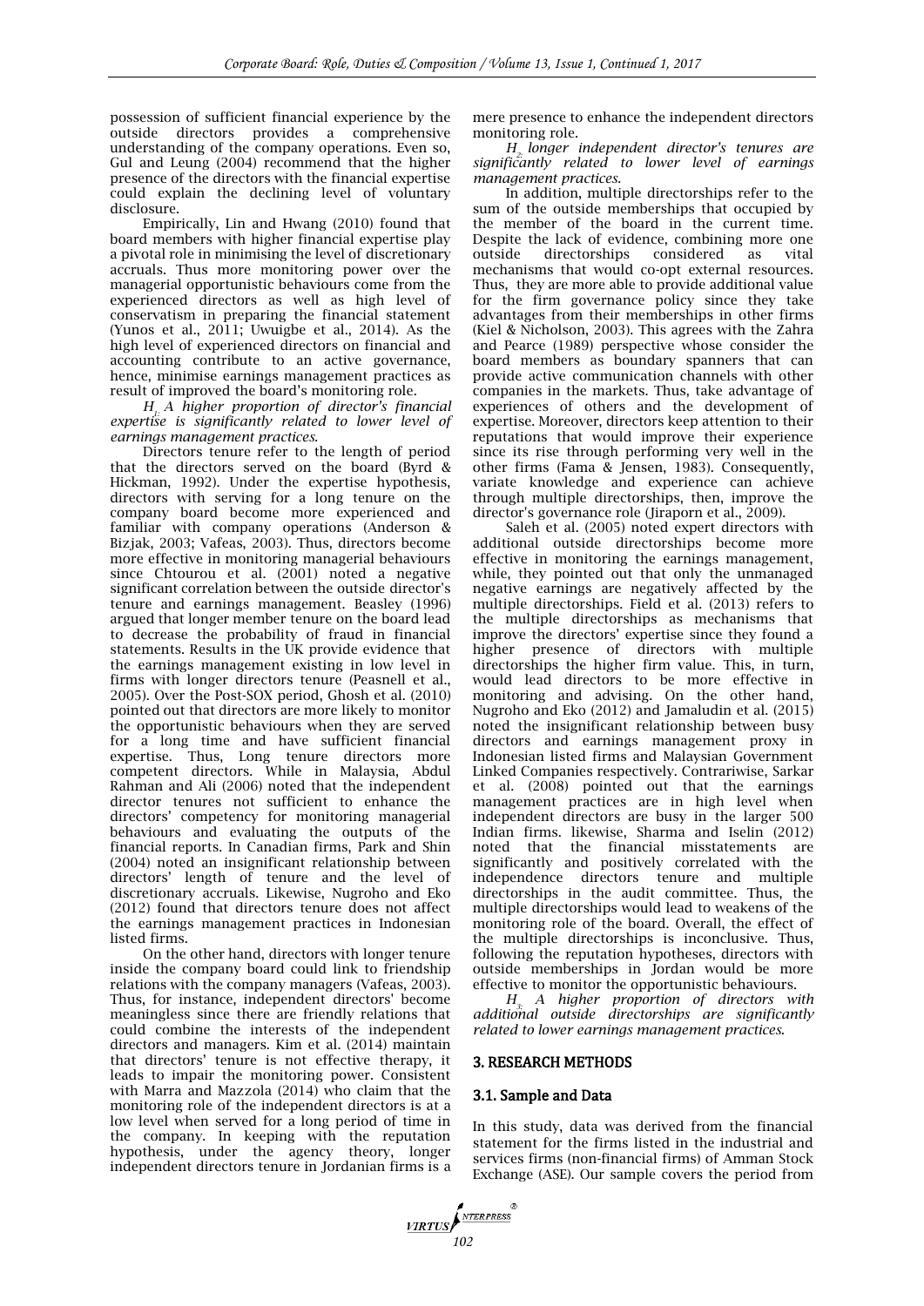possession of sufficient financial experience by the outside directors provides a comprehensive understanding of the company operations. Even so, Gul and Leung (2004) recommend that the higher presence of the directors with the financial expertise could explain the declining level of voluntary disclosure.

Empirically, Lin and Hwang (2010) found that board members with higher financial expertise play a pivotal role in minimising the level of discretionary accruals. Thus more monitoring power over the managerial opportunistic behaviours come from the experienced directors as well as high level of conservatism in preparing the financial statement (Yunos et al., 2011; Uwuigbe et al., 2014). As the high level of experienced directors on financial and accounting contribute to an active governance, hence, minimise earnings management practices as result of improved the board's monitoring role.

*$H_1$: A higher proportion of director's financial expertise is significantly related to lower level of earnings management practices.*

Directors tenure refer to the length of period that the directors served on the board (Byrd & Hickman, 1992). Under the expertise hypothesis, directors with serving for a long tenure on the company board become more experienced and familiar with company operations (Anderson & Bizjak, 2003; Vafeas, 2003). Thus, directors become more effective in monitoring managerial behaviours since Chtourou et al. (2001) noted a negative significant correlation between the outside director's tenure and earnings management. Beasley (1996) argued that longer member tenure on the board lead to decrease the probability of fraud in financial statements. Results in the UK provide evidence that the earnings management existing in low level in firms with longer directors tenure (Peasnell et al., 2005). Over the Post-SOX period, Ghosh et al. (2010) pointed out that directors are more likely to monitor the opportunistic behaviours when they are served for a long time and have sufficient financial expertise. Thus, Long tenure directors more competent directors. While in Malaysia, Abdul Rahman and Ali (2006) noted that the independent director tenures not sufficient to enhance the directors' competency for monitoring managerial behaviours and evaluating the outputs of the financial reports. In Canadian firms, Park and Shin (2004) noted an insignificant relationship between directors' length of tenure and the level of discretionary accruals. Likewise, Nugroho and Eko (2012) found that directors tenure does not affect the earnings management practices in Indonesian listed firms.

On the other hand, directors with longer tenure inside the company board could link to friendship relations with the company managers (Vafeas, 2003). Thus, for instance, independent directors' become meaningless since there are friendly relations that could combine the interests of the independent directors and managers. Kim et al. (2014) maintain that directors' tenure is not effective therapy, it leads to impair the monitoring power. Consistent with Marra and Mazzola (2014) who claim that the monitoring role of the independent directors is at a low level when served for a long period of time in the company. In keeping with the reputation hypothesis, under the agency theory, longer independent directors tenure in Jordanian firms is a mere presence to enhance the independent directors monitoring role.

*$H_2$: longer independent director's tenures are significantly related to lower level of earnings management practices.*

In addition, multiple directorships refer to the sum of the outside memberships that occupied by the member of the board in the current time. Despite the lack of evidence, combining more one outside directorships considered as vital mechanisms that would co-opt external resources. Thus, they are more able to provide additional value for the firm governance policy since they take advantages from their memberships in other firms (Kiel & Nicholson, 2003). This agrees with the Zahra and Pearce (1989) perspective whose consider the board members as boundary spanners that can provide active communication channels with other companies in the markets. Thus, take advantage of experiences of others and the development of expertise. Moreover, directors keep attention to their reputations that would improve their experience since its rise through performing very well in the other firms (Fama & Jensen, 1983). Consequently, variate knowledge and experience can achieve through multiple directorships, then, improve the director's governance role (Jiraporn et al., 2009).

Saleh et al. (2005) noted expert directors with additional outside directorships become more effective in monitoring the earnings management, while, they pointed out that only the unmanaged negative earnings are negatively affected by the multiple directorships. Field et al. (2013) refers to the multiple directorships as mechanisms that improve the directors' expertise since they found a higher presence of directors with multiple directorships the higher firm value. This, in turn, would lead directors to be more effective in monitoring and advising. On the other hand, Nugroho and Eko (2012) and Jamaludin et al. (2015) noted the insignificant relationship between busy directors and earnings management proxy in Indonesian listed firms and Malaysian Government Linked Companies respectively. Contrariwise, Sarkar et al. (2008) pointed out that the earnings management practices are in high level when independent directors are busy in the larger 500 Indian firms. likewise, Sharma and Iselin (2012) noted that the financial misstatements are significantly and positively correlated with the independence directors tenure and multiple directorships in the audit committee. Thus, the multiple directorships would lead to weakens of the monitoring role of the board. Overall, the effect of the multiple directorships is inconclusive. Thus, following the reputation hypotheses, directors with outside memberships in Jordan would be more effective to monitor the opportunistic behaviours.

*$H_3$: A higher proportion of directors with additional outside directorships are significantly related to lower earnings management practices.*

## 3. RESEARCH METHODS

### 3.1. Sample and Data

In this study, data was derived from the financial statement for the firms listed in the industrial and services firms (non-financial firms) of Amman Stock Exchange (ASE). Our sample covers the period from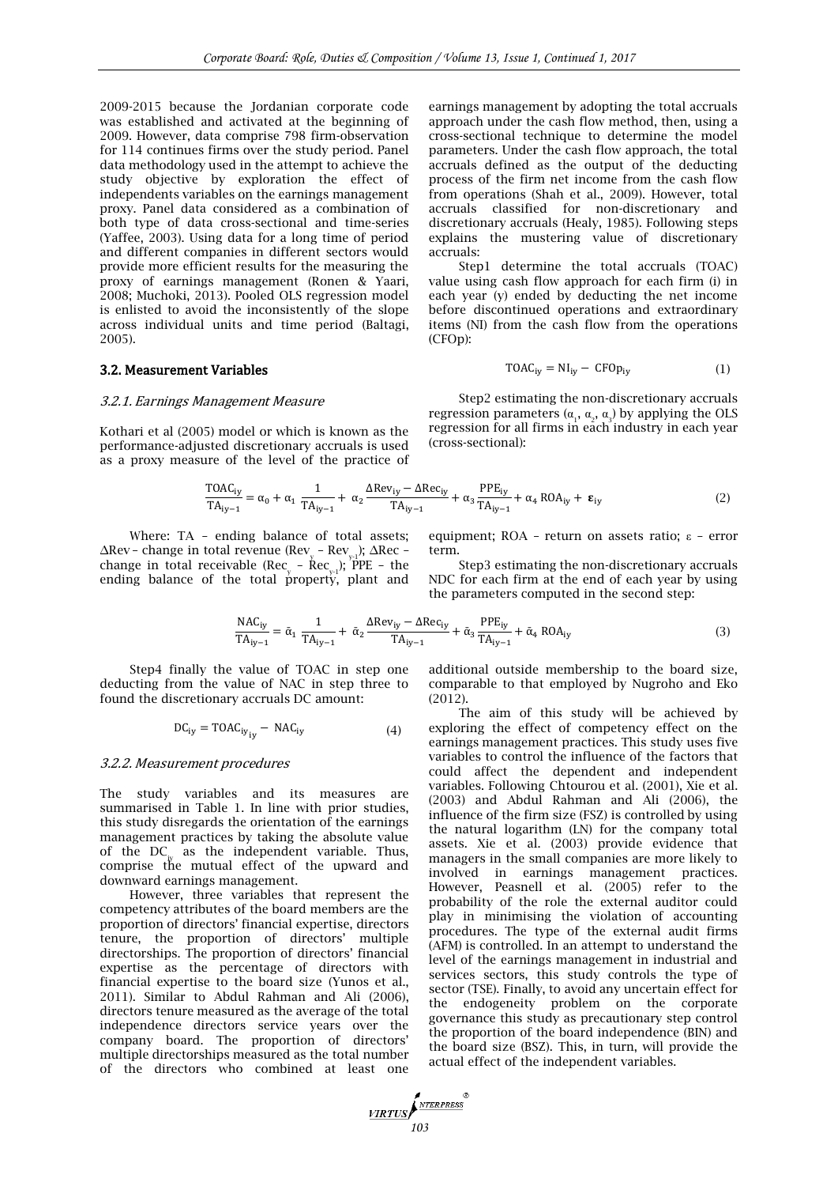2009-2015 because the Jordanian corporate code was established and activated at the beginning of 2009. However, data comprise 798 firm-observation for 114 continues firms over the study period. Panel data methodology used in the attempt to achieve the study objective by exploration the effect of independents variables on the earnings management proxy. Panel data considered as a combination of both type of data cross-sectional and time-series (Yaffee, 2003). Using data for a long time of period and different companies in different sectors would provide more efficient results for the measuring the proxy of earnings management (Ronen & Yaari, 2008; Muchoki, 2013). Pooled OLS regression model is enlisted to avoid the inconsistently of the slope across individual units and time period (Baltagi, 2005).

### 3.2. Measurement Variables

#### *3.2.1. Earnings Management Measure*

Kothari et al (2005) model or which is known as the performance-adjusted discretionary accruals is used as a proxy measure of the level of the practice of earnings management by adopting the total accruals approach under the cash flow method, then, using a cross-sectional technique to determine the model parameters. Under the cash flow approach, the total accruals defined as the output of the deducting process of the firm net income from the cash flow from operations (Shah et al., 2009). However, total accruals classified for non-discretionary and discretionary accruals (Healy, 1985). Following steps explains the mustering value of discretionary accruals:

Step1 determine the total accruals (TOAC) value using cash flow approach for each firm (i) in each year (y) ended by deducting the net income before discontinued operations and extraordinary items (NI) from the cash flow from the operations (CFOp):

$$\mathrm{TOAC_{iy}} = \mathrm{NI_{iy}} - \mathrm{CFOp_{iy}} \tag{1}$$

Step2 estimating the non-discretionary accruals regression parameters ($\alpha_1$, $\alpha_2$, $\alpha_3$) by applying the OLS regression for all firms in each industry in each year (cross-sectional):

$$\frac{\mathrm{TOAC_{iy}}}{\mathrm{TA_{iy-1}}} = \alpha_0 + \alpha_1 \frac{1}{\mathrm{TA_{iy-1}}} + \alpha_2 \frac{\Delta \mathrm{Rev_{iy}} - \Delta \mathrm{Rec_{iy}}}{\mathrm{TA_{iy-1}}} + \alpha_3 \frac{\mathrm{PPE_{iy}}}{\mathrm{TA_{iy-1}}} + \alpha_4\, \mathrm{ROA_{iy}} + \boldsymbol{\varepsilon}_{\mathrm{iy}} \tag{2}$$

Where: TA – ending balance of total assets; ΔRev – change in total revenue ($Rev_y$ – $Rev_{y-1}$); ΔRec – change in total receivable ($Rec_y$ – $Rec_{y-1}$); PPE – the ending balance of the total property, plant and equipment; ROA – return on assets ratio; ε – error term.

Step3 estimating the non-discretionary accruals NDC for each firm at the end of each year by using the parameters computed in the second step:

$$\frac{\mathrm{NAC_{iy}}}{\mathrm{TA_{iy-1}}} = \tilde{\alpha}_1 \frac{1}{\mathrm{TA_{iy-1}}} + \tilde{\alpha}_2 \frac{\Delta \mathrm{Rev_{iy}} - \Delta \mathrm{Rec_{iy}}}{\mathrm{TA_{iy-1}}} + \tilde{\alpha}_3 \frac{\mathrm{PPE_{iy}}}{\mathrm{TA_{iy-1}}} + \tilde{\alpha}_4\, \mathrm{ROA_{iy}} \tag{3}$$

Step4 finally the value of TOAC in step one deducting from the value of NAC in step three to found the discretionary accruals DC amount:

$$\mathrm{DC_{iy}} = \mathrm{TOAC_{iy_{iy}}} - \mathrm{NAC_{iy}} \tag{4}$$

#### *3.2.2. Measurement procedures*

The study variables and its measures are summarised in Table 1. In line with prior studies, this study disregards the orientation of the earnings management practices by taking the absolute value of the $DC_{iy}$ as the independent variable. Thus, comprise the mutual effect of the upward and downward earnings management.

However, three variables that represent the competency attributes of the board members are the proportion of directors' financial expertise, directors tenure, the proportion of directors' multiple directorships. The proportion of directors' financial expertise as the percentage of directors with financial expertise to the board size (Yunos et al., 2011). Similar to Abdul Rahman and Ali (2006), directors tenure measured as the average of the total independence directors service years over the company board. The proportion of directors' multiple directorships measured as the total number of the directors who combined at least one additional outside membership to the board size, comparable to that employed by Nugroho and Eko (2012).

The aim of this study will be achieved by exploring the effect of competency effect on the earnings management practices. This study uses five variables to control the influence of the factors that could affect the dependent and independent variables. Following Chtourou et al. (2001), Xie et al. (2003) and Abdul Rahman and Ali (2006), the influence of the firm size (FSZ) is controlled by using the natural logarithm (LN) for the company total assets. Xie et al. (2003) provide evidence that managers in the small companies are more likely to involved in earnings management practices. However, Peasnell et al. (2005) refer to the probability of the role the external auditor could play in minimising the violation of accounting procedures. The type of the external audit firms (AFM) is controlled. In an attempt to understand the level of the earnings management in industrial and services sectors, this study controls the type of sector (TSE). Finally, to avoid any uncertain effect for the endogeneity problem on the corporate governance this study as precautionary step control the proportion of the board independence (BIN) and the board size (BSZ). This, in turn, will provide the actual effect of the independent variables.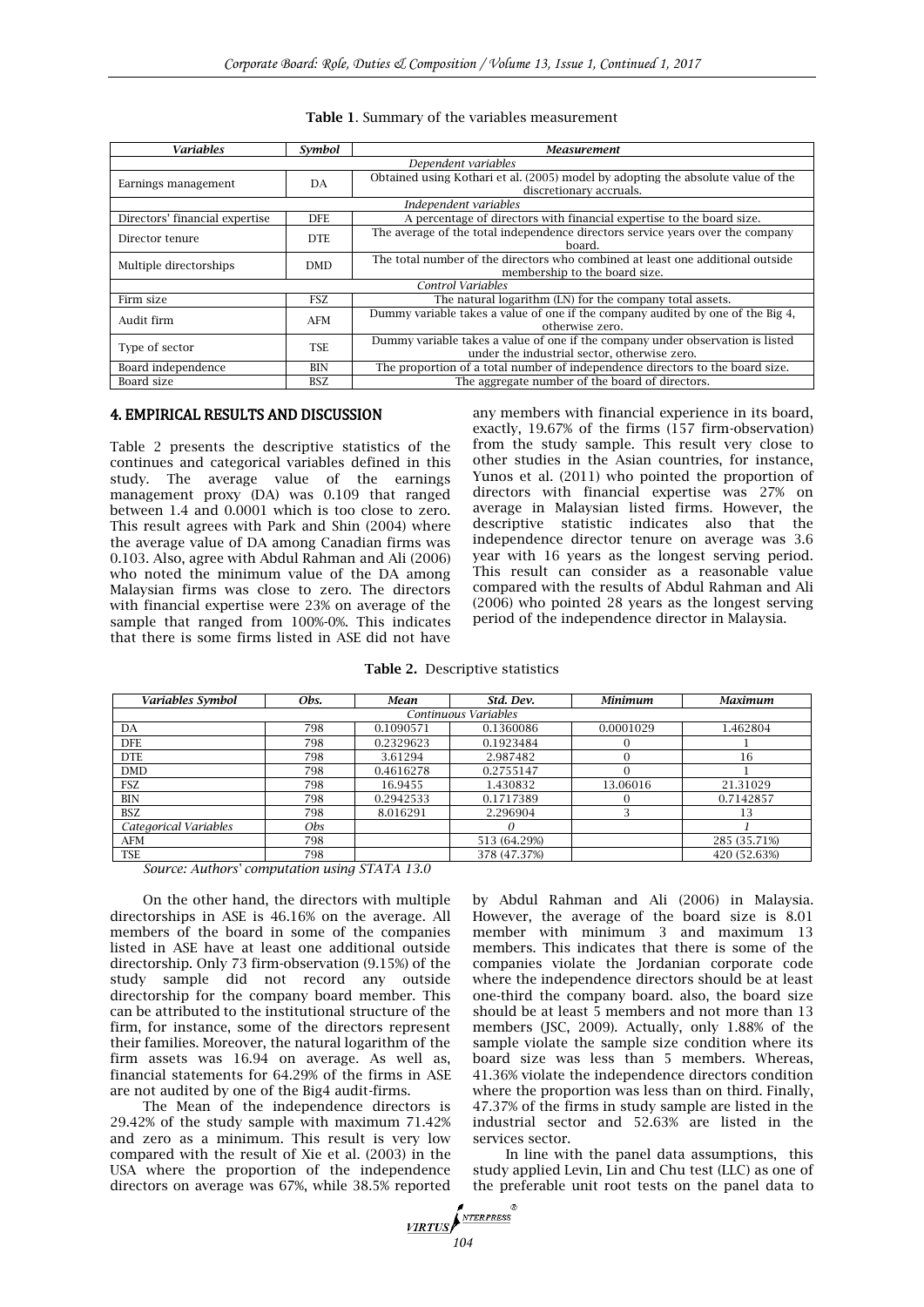**Table 1.** Summary of the variables measurement

| *Variables* | *Symbol* | *Measurement* |
|---|---|---|
| *Dependent variables* | | |
| Earnings management | DA | Obtained using Kothari et al. (2005) model by adopting the absolute value of the discretionary accruals. |
| *Independent variables* | | |
| Directors' financial expertise | DFE | A percentage of directors with financial expertise to the board size. |
| Director tenure | DTE | The average of the total independence directors service years over the company board. |
| Multiple directorships | DMD | The total number of the directors who combined at least one additional outside membership to the board size. |
| *Control Variables* | | |
| Firm size | FSZ | The natural logarithm (LN) for the company total assets. |
| Audit firm | AFM | Dummy variable takes a value of one if the company audited by one of the Big 4, otherwise zero. |
| Type of sector | TSE | Dummy variable takes a value of one if the company under observation is listed under the industrial sector, otherwise zero. |
| Board independence | BIN | The proportion of a total number of independence directors to the board size. |
| Board size | BSZ | The aggregate number of the board of directors. |

## 4. EMPIRICAL RESULTS AND DISCUSSION

Table 2 presents the descriptive statistics of the continues and categorical variables defined in this study. The average value of the earnings management proxy (DA) was 0.109 that ranged between 1.4 and 0.0001 which is too close to zero. This result agrees with Park and Shin (2004) where the average value of DA among Canadian firms was 0.103. Also, agree with Abdul Rahman and Ali (2006) who noted the minimum value of the DA among Malaysian firms was close to zero. The directors with financial expertise were 23% on average of the sample that ranged from 100%-0%. This indicates that there is some firms listed in ASE did not have any members with financial experience in its board, exactly, 19.67% of the firms (157 firm-observation) from the study sample. This result very close to other studies in the Asian countries, for instance, Yunos et al. (2011) who pointed the proportion of directors with financial expertise was 27% on average in Malaysian listed firms. However, the descriptive statistic indicates also that the independence director tenure on average was 3.6 year with 16 years as the longest serving period. This result can consider as a reasonable value compared with the results of Abdul Rahman and Ali (2006) who pointed 28 years as the longest serving period of the independence director in Malaysia.

**Table 2.** Descriptive statistics

| *Variables Symbol* | *Obs.* | *Mean* | *Std. Dev.* | *Minimum* | *Maximum* |
|---|---|---|---|---|---|
| *Continuous Variables* | | | | | |
| DA | 798 | 0.1090571 | 0.1360086 | 0.0001029 | 1.462804 |
| DFE | 798 | 0.2329623 | 0.1923484 | 0 | 1 |
| DTE | 798 | 3.61294 | 2.987482 | 0 | 16 |
| DMD | 798 | 0.4616278 | 0.2755147 | 0 | 1 |
| FSZ | 798 | 16.9455 | 1.430832 | 13.06016 | 21.31029 |
| BIN | 798 | 0.2942533 | 0.1717389 | 0 | 0.7142857 |
| BSZ | 798 | 8.016291 | 2.296904 | 3 | 13 |
| *Categorical Variables* | *Obs* | | *0* | | *1* |
| AFM | 798 | | 513 (64.29%) | | 285 (35.71%) |
| TSE | 798 | | 378 (47.37%) | | 420 (52.63%) |

*Source: Authors' computation using STATA 13.0*

On the other hand, the directors with multiple directorships in ASE is 46.16% on the average. All members of the board in some of the companies listed in ASE have at least one additional outside directorship. Only 73 firm-observation (9.15%) of the study sample did not record any outside directorship for the company board member. This can be attributed to the institutional structure of the firm, for instance, some of the directors represent their families. Moreover, the natural logarithm of the firm assets was 16.94 on average. As well as, financial statements for 64.29% of the firms in ASE are not audited by one of the Big4 audit-firms.

The Mean of the independence directors is 29.42% of the study sample with maximum 71.42% and zero as a minimum. This result is very low compared with the result of Xie et al. (2003) in the USA where the proportion of the independence directors on average was 67%, while 38.5% reported by Abdul Rahman and Ali (2006) in Malaysia. However, the average of the board size is 8.01 member with minimum 3 and maximum 13 members. This indicates that there is some of the companies violate the Jordanian corporate code where the independence directors should be at least one-third the company board. also, the board size should be at least 5 members and not more than 13 members (JSC, 2009). Actually, only 1.88% of the sample violate the sample size condition where its board size was less than 5 members. Whereas, 41.36% violate the independence directors condition where the proportion was less than on third. Finally, 47.37% of the firms in study sample are listed in the industrial sector and 52.63% are listed in the services sector.

In line with the panel data assumptions, this study applied Levin, Lin and Chu test (LLC) as one of the preferable unit root tests on the panel data to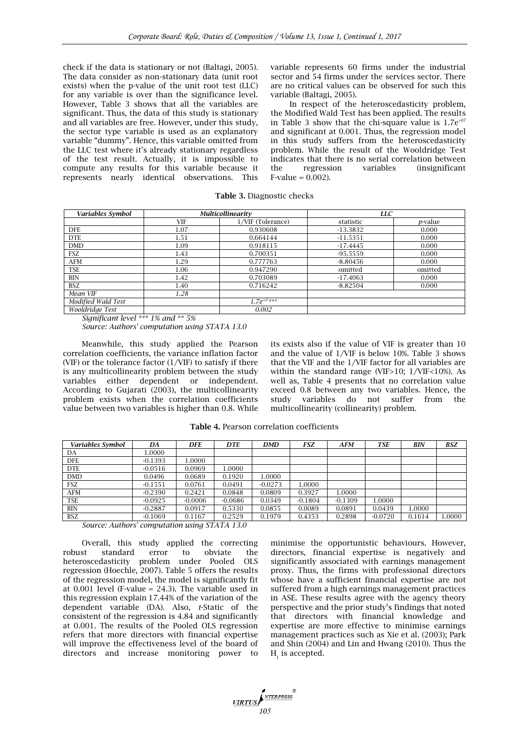check if the data is stationary or not (Baltagi, 2005). The data consider as non-stationary data (unit root exists) when the p-value of the unit root test (LLC) for any variable is over than the significance level. However, Table 3 shows that all the variables are significant. Thus, the data of this study is stationary and all variables are free. However, under this study, the sector type variable is used as an explanatory variable "dummy". Hence, this variable omitted from the LLC test where it's already stationary regardless of the test result. Actually, it is impossible to compute any results for this variable because it represents nearly identical observations. This variable represents 60 firms under the industrial sector and 54 firms under the services sector. There are no critical values can be observed for such this variable (Baltagi, 2005).

In respect of the heteroscedasticity problem, the Modified Wald Test has been applied. The results in Table 3 show that the chi-square value is $1.7e^{+07}$ and significant at 0.001. Thus, the regression model in this study suffers from the heteroscedasticity problem. While the result of the Wooldridge Test indicates that there is no serial correlation between the regression variables (insignificant F-value = 0.002).

**Table 3.** Diagnostic checks

| *Variables Symbol* | *Multicollinearity* | | *LLC* | |
|---|---|---|---|---|
| | VIF | 1/VIF (Tolerance) | statistic | *p*-value |
| DFE | 1.07 | 0.930608 | -13.3832 | 0.000 |
| DTE | 1.51 | 0.664144 | -11.5351 | 0.000 |
| DMD | 1.09 | 0.918115 | -17.4445 | 0.000 |
| FSZ | 1.43 | 0.700351 | -95.5559 | 0.000 |
| AFM | 1.29 | 0.777763 | -8.80456 | 0.000 |
| TSE | 1.06 | 0.947290 | omitted | omitted |
| BIN | 1.42 | 0.703089 | -17.4063 | 0.000 |
| BSZ | 1.40 | 0.716242 | -8.82504 | 0.000 |
| *Mean VIF* | *1.28* | | | |
| *Modified Wald Test* | | *$1.7e^{+07}$\*\*\** | | |
| *Wooldridge Test* | | *0.002* | | |

*Significant level \*\*\* 1% and \*\* 5%*

*Source: Authors' computation using STATA 13.0*

Meanwhile, this study applied the Pearson correlation coefficients, the variance inflation factor (VIF) or the tolerance factor (1/VIF) to satisfy if there is any multicollinearity problem between the study variables either dependent or independent. According to Gujarati (2003), the multicollinearity problem exists when the correlation coefficients value between two variables is higher than 0.8. While its exists also if the value of VIF is greater than 10 and the value of 1/VIF is below 10%. Table 3 shows that the VIF and the 1/VIF factor for all variables are within the standard range (VIF>10; 1/VIF<10%). As well as, Table 4 presents that no correlation value exceed 0.8 between any two variables. Hence, the study variables do not suffer from the multicollinearity (collinearity) problem.

**Table 4.** Pearson correlation coefficients

| *Variables Symbol* | *DA* | *DFE* | *DTE* | *DMD* | *FSZ* | *AFM* | *TSE* | *BIN* | *BSZ* |
|---|---|---|---|---|---|---|---|---|---|
| DA | 1.0000 | | | | | | | | |
| DFE | -0.1393 | 1.0000 | | | | | | | |
| DTE | -0.0516 | 0.0969 | 1.0000 | | | | | | |
| DMD | 0.0496 | 0.0689 | 0.1920 | 1.0000 | | | | | |
| FSZ | -0.1551 | 0.0761 | 0.0491 | -0.0273 | 1.0000 | | | | |
| AFM | -0.2390 | 0.2421 | 0.0848 | 0.0809 | 0.3927 | 1.0000 | | | |
| TSE | -0.0925 | -0.0006 | -0.0686 | 0.0349 | -0.1804 | -0.1309 | 1.0000 | | |
| BIN | -0.2887 | 0.0917 | 0.5330 | 0.0855 | 0.0089 | 0.0891 | 0.0439 | 1.0000 | |
| BSZ | -0.1069 | 0.1167 | 0.2529 | 0.1979 | 0.4353 | 0.2898 | -0.0720 | 0.1614 | 1.0000 |

*Source: Authors' computation using STATA 13.0*

Overall, this study applied the correcting robust standard error to obviate the heteroscedasticity problem under Pooled OLS regression (Hoechle, 2007). Table 5 offers the results of the regression model, the model is significantly fit at 0.001 level (F-value = 24.3). The variable used in this regression explain 17.44% of the variation of the dependent variable (DA). Also, *t*-Static of the consistent of the regression is 4.84 and significantly at 0.001. The results of the Pooled OLS regression refers that more directors with financial expertise will improve the effectiveness level of the board of directors and increase monitoring power to minimise the opportunistic behaviours. However, directors, financial expertise is negatively and significantly associated with earnings management proxy. Thus, the firms with professional directors whose have a sufficient financial expertise are not suffered from a high earnings management practices in ASE. These results agree with the agency theory perspective and the prior study's findings that noted that directors with financial knowledge and expertise are more effective to minimise earnings management practices such as Xie et al. (2003); Park and Shin (2004) and Lin and Hwang (2010). Thus the $H_1$ is accepted.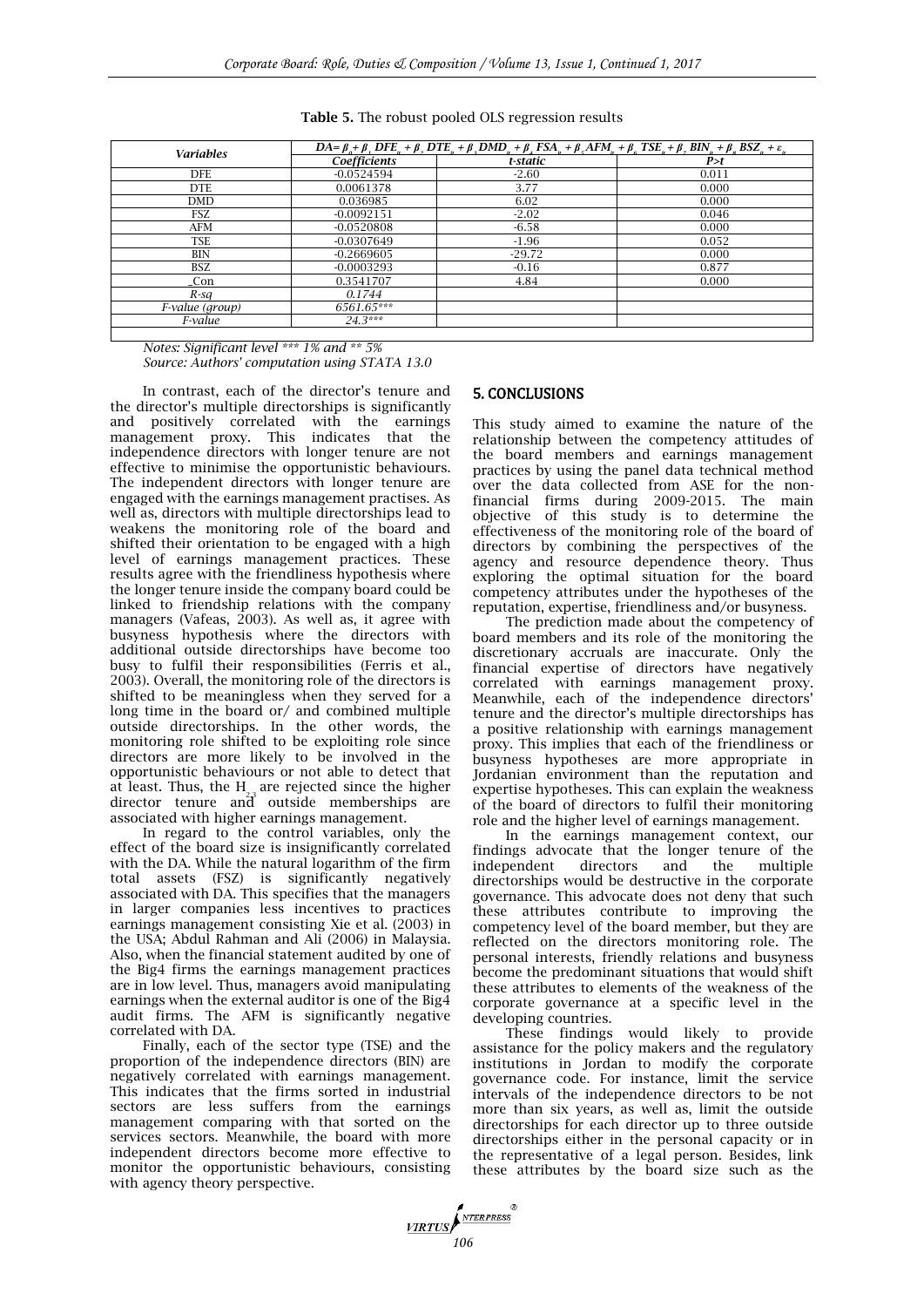**Table 5.** The robust pooled OLS regression results

| *Variables* | $DA = \beta_0 + \beta_1 DFE_{it} + \beta_2 DTE_{it} + \beta_3 DMD_{it} + \beta_4 FSA_{it} + \beta_5 AFM_{it} + \beta_6 TSE_{it} + \beta_7 BIN_{it} + \beta_8 BSZ_{it} + \varepsilon_{it}$ | | |
|---|---|---|---|
| | *Coefficients* | *t-static* | *P>t* |
| DFE | -0.0524594 | -2.60 | 0.011 |
| DTE | 0.0061378 | 3.77 | 0.000 |
| DMD | 0.036985 | 6.02 | 0.000 |
| FSZ | -0.0092151 | -2.02 | 0.046 |
| AFM | -0.0520808 | -6.58 | 0.000 |
| TSE | -0.0307649 | -1.96 | 0.052 |
| BIN | -0.2669605 | -29.72 | 0.000 |
| BSZ | -0.0003293 | -0.16 | 0.877 |
| _Con | 0.3541707 | 4.84 | 0.000 |
| *R-sq* | *0.1744* | | |
| *F-value (group)* | *6561.65\*\*\** | | |
| *F-value* | *24.3\*\*\** | | |

*Notes: Significant level \*\*\* 1% and \*\* 5%*
*Source: Authors' computation using STATA 13.0*

In contrast, each of the director's tenure and the director's multiple directorships is significantly and positively correlated with the earnings management proxy. This indicates that the independence directors with longer tenure are not effective to minimise the opportunistic behaviours. The independent directors with longer tenure are engaged with the earnings management practises. As well as, directors with multiple directorships lead to weakens the monitoring role of the board and shifted their orientation to be engaged with a high level of earnings management practices. These results agree with the friendliness hypothesis where the longer tenure inside the company board could be linked to friendship relations with the company managers (Vafeas, 2003). As well as, it agree with busyness hypothesis where the directors with additional outside directorships have become too busy to fulfil their responsibilities (Ferris et al., 2003). Overall, the monitoring role of the directors is shifted to be meaningless when they served for a long time in the board or/ and combined multiple outside directorships. In the other words, the monitoring role shifted to be exploiting role since directors are more likely to be involved in the opportunistic behaviours or not able to detect that at least. Thus, the $H_{2,3}$ are rejected since the higher director tenure and outside memberships are associated with higher earnings management.

In regard to the control variables, only the effect of the board size is insignificantly correlated with the DA. While the natural logarithm of the firm total assets (FSZ) is significantly negatively associated with DA. This specifies that the managers in larger companies less incentives to practices earnings management consisting Xie et al. (2003) in the USA; Abdul Rahman and Ali (2006) in Malaysia. Also, when the financial statement audited by one of the Big4 firms the earnings management practices are in low level. Thus, managers avoid manipulating earnings when the external auditor is one of the Big4 audit firms. The AFM is significantly negative correlated with DA.

Finally, each of the sector type (TSE) and the proportion of the independence directors (BIN) are negatively correlated with earnings management. This indicates that the firms sorted in industrial sectors are less suffers from the earnings management comparing with that sorted on the services sectors. Meanwhile, the board with more independent directors become more effective to monitor the opportunistic behaviours, consisting with agency theory perspective.

## 5. CONCLUSIONS

This study aimed to examine the nature of the relationship between the competency attitudes of the board members and earnings management practices by using the panel data technical method over the data collected from ASE for the non-financial firms during 2009-2015. The main objective of this study is to determine the effectiveness of the monitoring role of the board of directors by combining the perspectives of the agency and resource dependence theory. Thus exploring the optimal situation for the board competency attributes under the hypotheses of the reputation, expertise, friendliness and/or busyness.

The prediction made about the competency of board members and its role of the monitoring the discretionary accruals are inaccurate. Only the financial expertise of directors have negatively correlated with earnings management proxy. Meanwhile, each of the independence directors' tenure and the director's multiple directorships has a positive relationship with earnings management proxy. This implies that each of the friendliness or busyness hypotheses are more appropriate in Jordanian environment than the reputation and expertise hypotheses. This can explain the weakness of the board of directors to fulfil their monitoring role and the higher level of earnings management.

In the earnings management context, our findings advocate that the longer tenure of the independent directors and the multiple directorships would be destructive in the corporate governance. This advocate does not deny that such these attributes contribute to improving the competency level of the board member, but they are reflected on the directors monitoring role. The personal interests, friendly relations and busyness become the predominant situations that would shift these attributes to elements of the weakness of the corporate governance at a specific level in the developing countries.

These findings would likely to provide assistance for the policy makers and the regulatory institutions in Jordan to modify the corporate governance code. For instance, limit the service intervals of the independence directors to be not more than six years, as well as, limit the outside directorships for each director up to three outside directorships either in the personal capacity or in the representative of a legal person. Besides, link these attributes by the board size such as the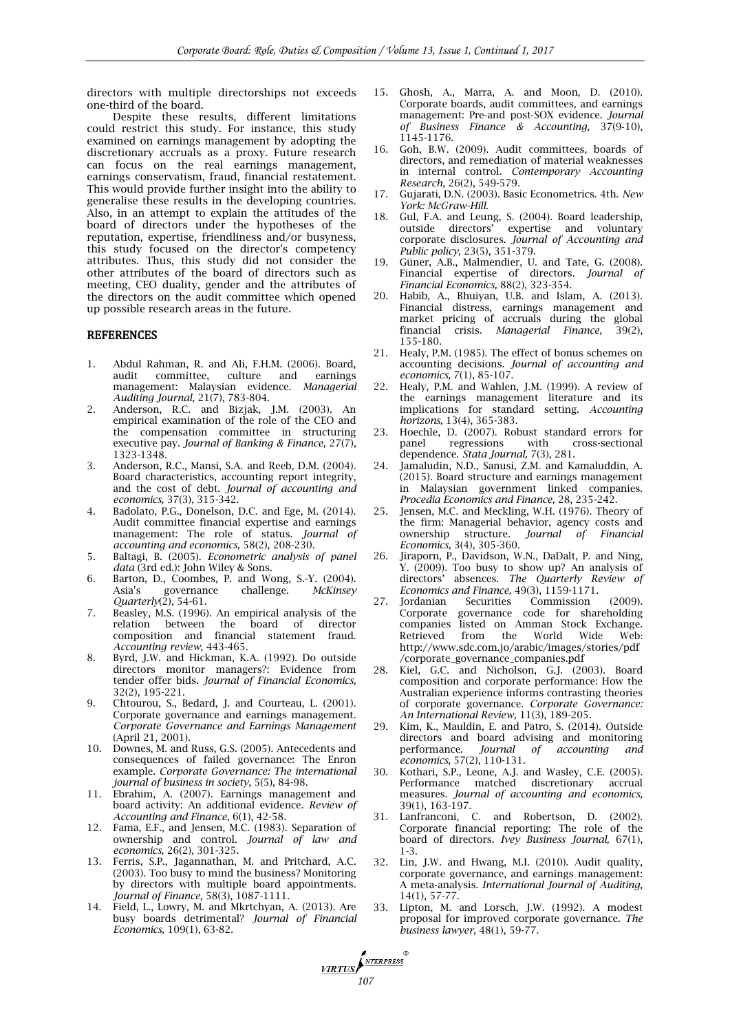directors with multiple directorships not exceeds one-third of the board.

Despite these results, different limitations could restrict this study. For instance, this study examined on earnings management by adopting the discretionary accruals as a proxy. Future research can focus on the real earnings management, earnings conservatism, fraud, financial restatement. This would provide further insight into the ability to generalise these results in the developing countries. Also, in an attempt to explain the attitudes of the board of directors under the hypotheses of the reputation, expertise, friendliness and/or busyness, this study focused on the director's competency attributes. Thus, this study did not consider the other attributes of the board of directors such as meeting, CEO duality, gender and the attributes of the directors on the audit committee which opened up possible research areas in the future.

## REFERENCES

1. Abdul Rahman, R. and Ali, F.H.M. (2006). Board, audit committee, culture and earnings management: Malaysian evidence. *Managerial Auditing Journal,* 21(7), 783-804.
2. Anderson, R.C. and Bizjak, J.M. (2003). An empirical examination of the role of the CEO and the compensation committee in structuring executive pay. *Journal of Banking & Finance,* 27(7), 1323-1348.
3. Anderson, R.C., Mansi, S.A. and Reeb, D.M. (2004). Board characteristics, accounting report integrity, and the cost of debt. *Journal of accounting and economics,* 37(3), 315-342.
4. Badolato, P.G., Donelson, D.C. and Ege, M. (2014). Audit committee financial expertise and earnings management: The role of status. *Journal of accounting and economics,* 58(2), 208-230.
5. Baltagi, B. (2005). *Econometric analysis of panel data* (3rd ed.): John Wiley & Sons.
6. Barton, D., Coombes, P. and Wong, S.-Y. (2004). Asia's governance challenge. *McKinsey Quarterly*(2), 54-61.
7. Beasley, M.S. (1996). An empirical analysis of the relation between the board of director composition and financial statement fraud. *Accounting review*, 443-465.
8. Byrd, J.W. and Hickman, K.A. (1992). Do outside directors monitor managers?: Evidence from tender offer bids. *Journal of Financial Economics,* 32(2), 195-221.
9. Chtourou, S., Bedard, J. and Courteau, L. (2001). Corporate governance and earnings management. *Corporate Governance and Earnings Management* (April 21, 2001).
10. Downes, M. and Russ, G.S. (2005). Antecedents and consequences of failed governance: The Enron example. *Corporate Governance: The international journal of business in society,* 5(5), 84-98.
11. Ebrahim, A. (2007). Earnings management and board activity: An additional evidence. *Review of Accounting and Finance,* 6(1), 42-58.
12. Fama, E.F., and Jensen, M.C. (1983). Separation of ownership and control. *Journal of law and economics,* 26(2), 301-325.
13. Ferris, S.P., Jagannathan, M. and Pritchard, A.C. (2003). Too busy to mind the business? Monitoring by directors with multiple board appointments. *Journal of Finance,* 58(3), 1087-1111.
14. Field, L., Lowry, M. and Mkrtchyan, A. (2013). Are busy boards detrimental? *Journal of Financial Economics,* 109(1), 63-82.
15. Ghosh, A., Marra, A. and Moon, D. (2010). Corporate boards, audit committees, and earnings management: Pre-and post-SOX evidence. *Journal of Business Finance & Accounting,* 37(9-10), 1145-1176.
16. Goh, B.W. (2009). Audit committees, boards of directors, and remediation of material weaknesses in internal control. *Contemporary Accounting Research,* 26(2), 549-579.
17. Gujarati, D.N. (2003). Basic Econometrics. 4th. *New York: McGraw-Hill.*
18. Gul, F.A. and Leung, S. (2004). Board leadership, outside directors' expertise and voluntary corporate disclosures. *Journal of Accounting and Public policy,* 23(5), 351-379.
19. Güner, A.B., Malmendier, U. and Tate, G. (2008). Financial expertise of directors. *Journal of Financial Economics,* 88(2), 323-354.
20. Habib, A., Bhuiyan, U.B. and Islam, A. (2013). Financial distress, earnings management and market pricing of accruals during the global financial crisis. *Managerial Finance,* 39(2), 155-180.
21. Healy, P.M. (1985). The effect of bonus schemes on accounting decisions. *Journal of accounting and economics,* 7(1), 85-107.
22. Healy, P.M. and Wahlen, J.M. (1999). A review of the earnings management literature and its implications for standard setting. *Accounting horizons,* 13(4), 365-383.
23. Hoechle, D. (2007). Robust standard errors for panel regressions with cross-sectional dependence. *Stata Journal,* 7(3), 281.
24. Jamaludin, N.D., Sanusi, Z.M. and Kamaluddin, A. (2015). Board structure and earnings management in Malaysian government linked companies. *Procedia Economics and Finance,* 28, 235-242.
25. Jensen, M.C. and Meckling, W.H. (1976). Theory of the firm: Managerial behavior, agency costs and ownership structure. *Journal of Financial Economics,* 3(4), 305-360.
26. Jiraporn, P., Davidson, W.N., DaDalt, P. and Ning, Y. (2009). Too busy to show up? An analysis of directors' absences. *The Quarterly Review of Economics and Finance,* 49(3), 1159-1171.
27. Jordanian Securities Commission (2009). Corporate governance code for shareholding companies listed on Amman Stock Exchange. Retrieved from the World Wide Web: http://www.sdc.com.jo/arabic/images/stories/pdf/corporate_governance_companies.pdf
28. Kiel, G.C. and Nicholson, G.J. (2003). Board composition and corporate performance: How the Australian experience informs contrasting theories of corporate governance. *Corporate Governance: An International Review,* 11(3), 189-205.
29. Kim, K., Mauldin, E. and Patro, S. (2014). Outside directors and board advising and monitoring performance. *Journal of accounting and economics,* 57(2), 110-131.
30. Kothari, S.P., Leone, A.J. and Wasley, C.E. (2005). Performance matched discretionary accrual measures. *Journal of accounting and economics,* 39(1), 163-197.
31. Lanfranconi, C. and Robertson, D. (2002). Corporate financial reporting: The role of the board of directors. *Ivey Business Journal,* 67(1), 1-3.
32. Lin, J.W. and Hwang, M.I. (2010). Audit quality, corporate governance, and earnings management: A meta-analysis. *International Journal of Auditing,* 14(1), 57-77.
33. Lipton, M. and Lorsch, J.W. (1992). A modest proposal for improved corporate governance. *The business lawyer,* 48(1), 59-77.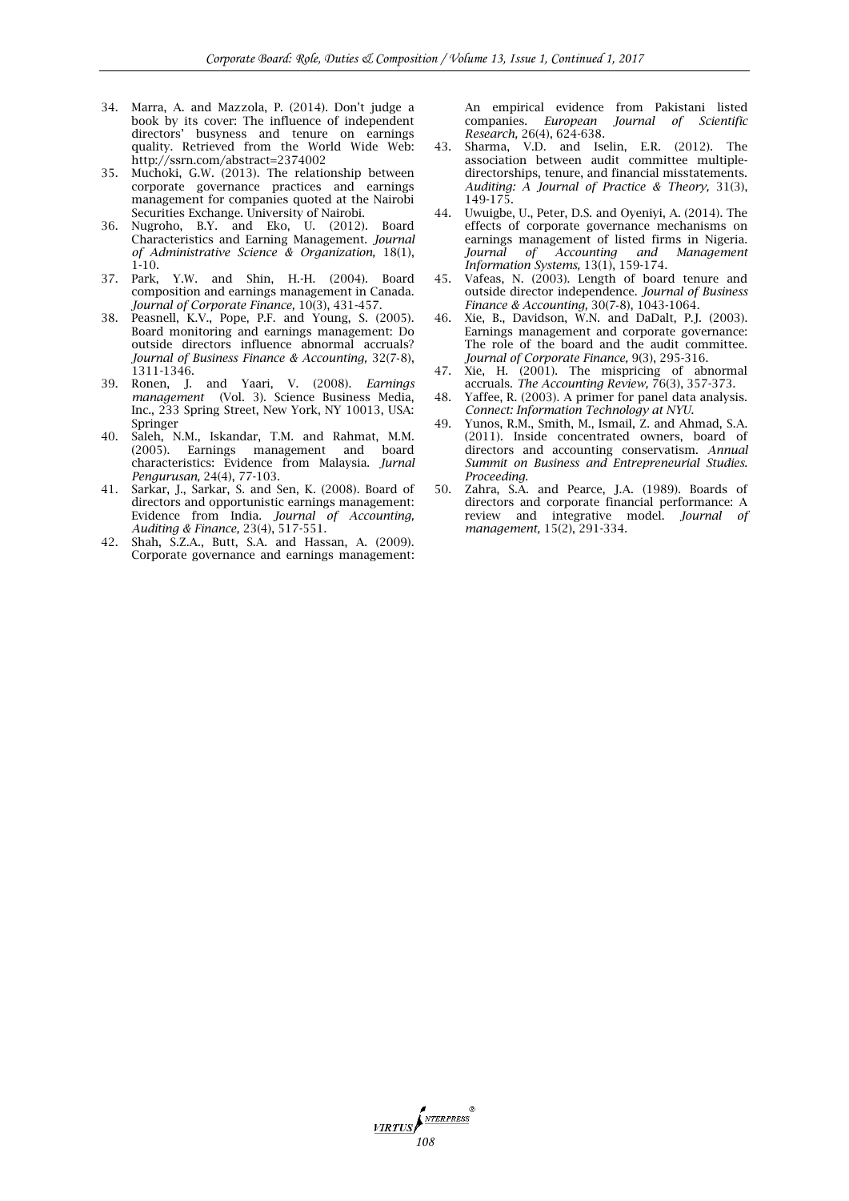34. Marra, A. and Mazzola, P. (2014). Don't judge a book by its cover: The influence of independent directors' busyness and tenure on earnings quality. Retrieved from the World Wide Web: http://ssrn.com/abstract=2374002
35. Muchoki, G.W. (2013). The relationship between corporate governance practices and earnings management for companies quoted at the Nairobi Securities Exchange. University of Nairobi.
36. Nugroho, B.Y. and Eko, U. (2012). Board Characteristics and Earning Management. *Journal of Administrative Science & Organization,* 18(1), 1-10.
37. Park, Y.W. and Shin, H.-H. (2004). Board composition and earnings management in Canada. *Journal of Corporate Finance,* 10(3), 431-457.
38. Peasnell, K.V., Pope, P.F. and Young, S. (2005). Board monitoring and earnings management: Do outside directors influence abnormal accruals? *Journal of Business Finance & Accounting,* 32(7-8), 1311-1346.
39. Ronen, J. and Yaari, V. (2008). *Earnings management* (Vol. 3). Science Business Media, Inc., 233 Spring Street, New York, NY 10013, USA: Springer
40. Saleh, N.M., Iskandar, T.M. and Rahmat, M.M. (2005). Earnings management and board characteristics: Evidence from Malaysia. *Jurnal Pengurusan,* 24(4), 77-103.
41. Sarkar, J., Sarkar, S. and Sen, K. (2008). Board of directors and opportunistic earnings management: Evidence from India. *Journal of Accounting, Auditing & Finance,* 23(4), 517-551.
42. Shah, S.Z.A., Butt, S.A. and Hassan, A. (2009). Corporate governance and earnings management: An empirical evidence from Pakistani listed companies. *European Journal of Scientific Research,* 26(4), 624-638.
43. Sharma, V.D. and Iselin, E.R. (2012). The association between audit committee multiple-directorships, tenure, and financial misstatements. *Auditing: A Journal of Practice & Theory,* 31(3), 149-175.
44. Uwuigbe, U., Peter, D.S. and Oyeniyi, A. (2014). The effects of corporate governance mechanisms on earnings management of listed firms in Nigeria. *Journal of Accounting and Management Information Systems,* 13(1), 159-174.
45. Vafeas, N. (2003). Length of board tenure and outside director independence. *Journal of Business Finance & Accounting,* 30(7-8), 1043-1064.
46. Xie, B., Davidson, W.N. and DaDalt, P.J. (2003). Earnings management and corporate governance: The role of the board and the audit committee. *Journal of Corporate Finance,* 9(3), 295-316.
47. Xie, H. (2001). The mispricing of abnormal accruals. *The Accounting Review,* 76(3), 357-373.
48. Yaffee, R. (2003). A primer for panel data analysis. *Connect: Information Technology at NYU.*
49. Yunos, R.M., Smith, M., Ismail, Z. and Ahmad, S.A. (2011). Inside concentrated owners, board of directors and accounting conservatism. *Annual Summit on Business and Entrepreneurial Studies. Proceeding.*
50. Zahra, S.A. and Pearce, J.A. (1989). Boards of directors and corporate financial performance: A review and integrative model. *Journal of management,* 15(2), 291-334.